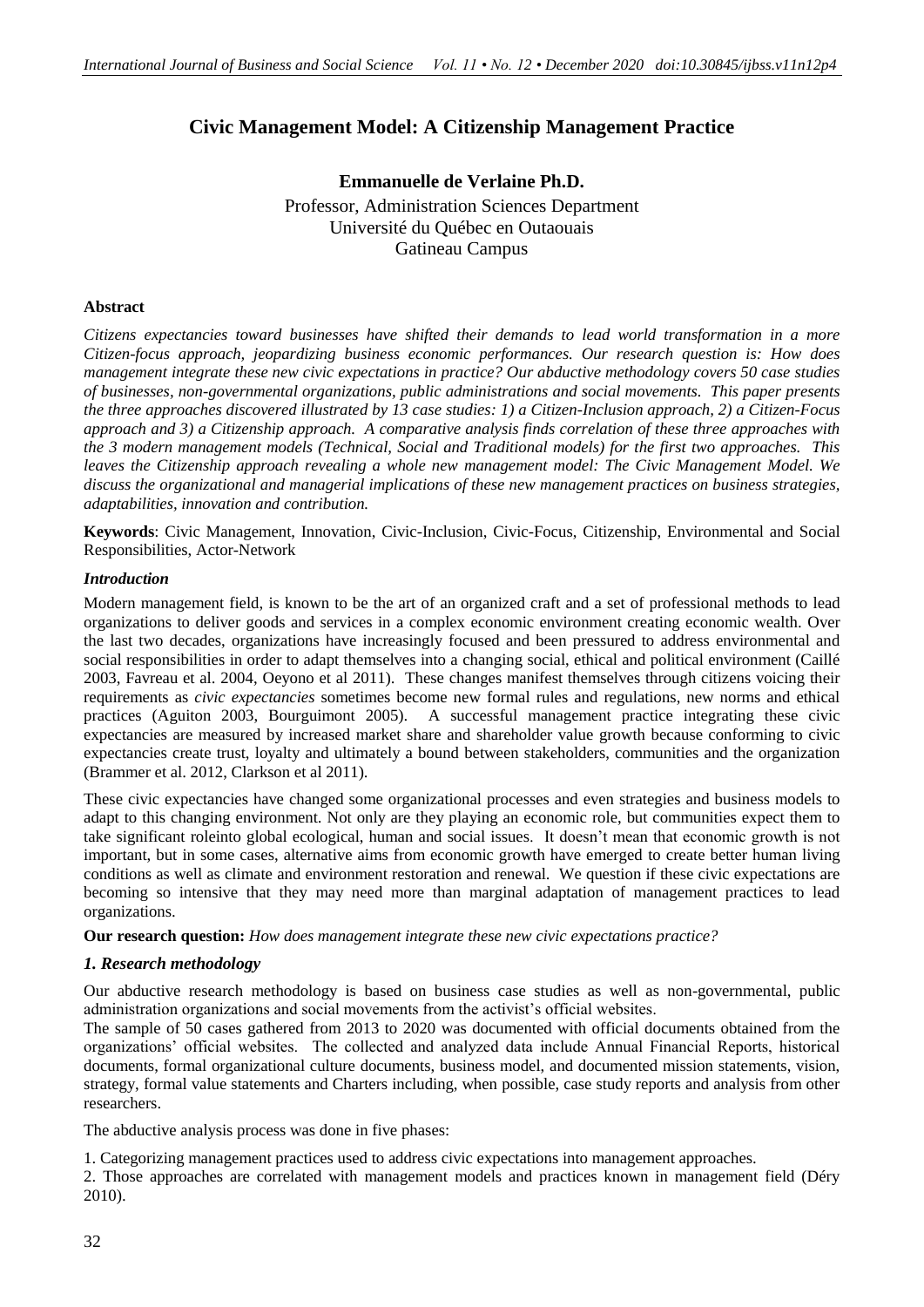# Civic Management Model: A Citizenship Management Practice

**Emmanuelle de Verlaine Ph.D.**
Professor, Administration Sciences Department
Université du Québec en Outaouais
Gatineau Campus

## Abstract

*Citizens expectancies toward businesses have shifted their demands to lead world transformation in a more Citizen-focus approach, jeopardizing business economic performances. Our research question is: How does management integrate these new civic expectations in practice? Our abductive methodology covers 50 case studies of businesses, non-governmental organizations, public administrations and social movements. This paper presents the three approaches discovered illustrated by 13 case studies: 1) a Citizen-Inclusion approach, 2) a Citizen-Focus approach and 3) a Citizenship approach. A comparative analysis finds correlation of these three approaches with the 3 modern management models (Technical, Social and Traditional models) for the first two approaches. This leaves the Citizenship approach revealing a whole new management model: The Civic Management Model. We discuss the organizational and managerial implications of these new management practices on business strategies, adaptabilities, innovation and contribution.*

**Keywords**: Civic Management, Innovation, Civic-Inclusion, Civic-Focus, Citizenship, Environmental and Social Responsibilities, Actor-Network

### *Introduction*

Modern management field, is known to be the art of an organized craft and a set of professional methods to lead organizations to deliver goods and services in a complex economic environment creating economic wealth. Over the last two decades, organizations have increasingly focused and been pressured to address environmental and social responsibilities in order to adapt themselves into a changing social, ethical and political environment (Caillé 2003, Favreau et al. 2004, Oeyono et al 2011). These changes manifest themselves through citizens voicing their requirements as *civic expectancies* sometimes become new formal rules and regulations, new norms and ethical practices (Aguiton 2003, Bourguimont 2005). A successful management practice integrating these civic expectancies are measured by increased market share and shareholder value growth because conforming to civic expectancies create trust, loyalty and ultimately a bound between stakeholders, communities and the organization (Brammer et al. 2012, Clarkson et al 2011).

These civic expectancies have changed some organizational processes and even strategies and business models to adapt to this changing environment. Not only are they playing an economic role, but communities expect them to take significant roleinto global ecological, human and social issues. It doesn't mean that economic growth is not important, but in some cases, alternative aims from economic growth have emerged to create better human living conditions as well as climate and environment restoration and renewal. We question if these civic expectations are becoming so intensive that they may need more than marginal adaptation of management practices to lead organizations.

**Our research question:** *How does management integrate these new civic expectations practice?*

### *1. Research methodology*

Our abductive research methodology is based on business case studies as well as non-governmental, public administration organizations and social movements from the activist's official websites.

The sample of 50 cases gathered from 2013 to 2020 was documented with official documents obtained from the organizations' official websites. The collected and analyzed data include Annual Financial Reports, historical documents, formal organizational culture documents, business model, and documented mission statements, vision, strategy, formal value statements and Charters including, when possible, case study reports and analysis from other researchers.

The abductive analysis process was done in five phases:

1. Categorizing management practices used to address civic expectations into management approaches.
2. Those approaches are correlated with management models and practices known in management field (Déry 2010).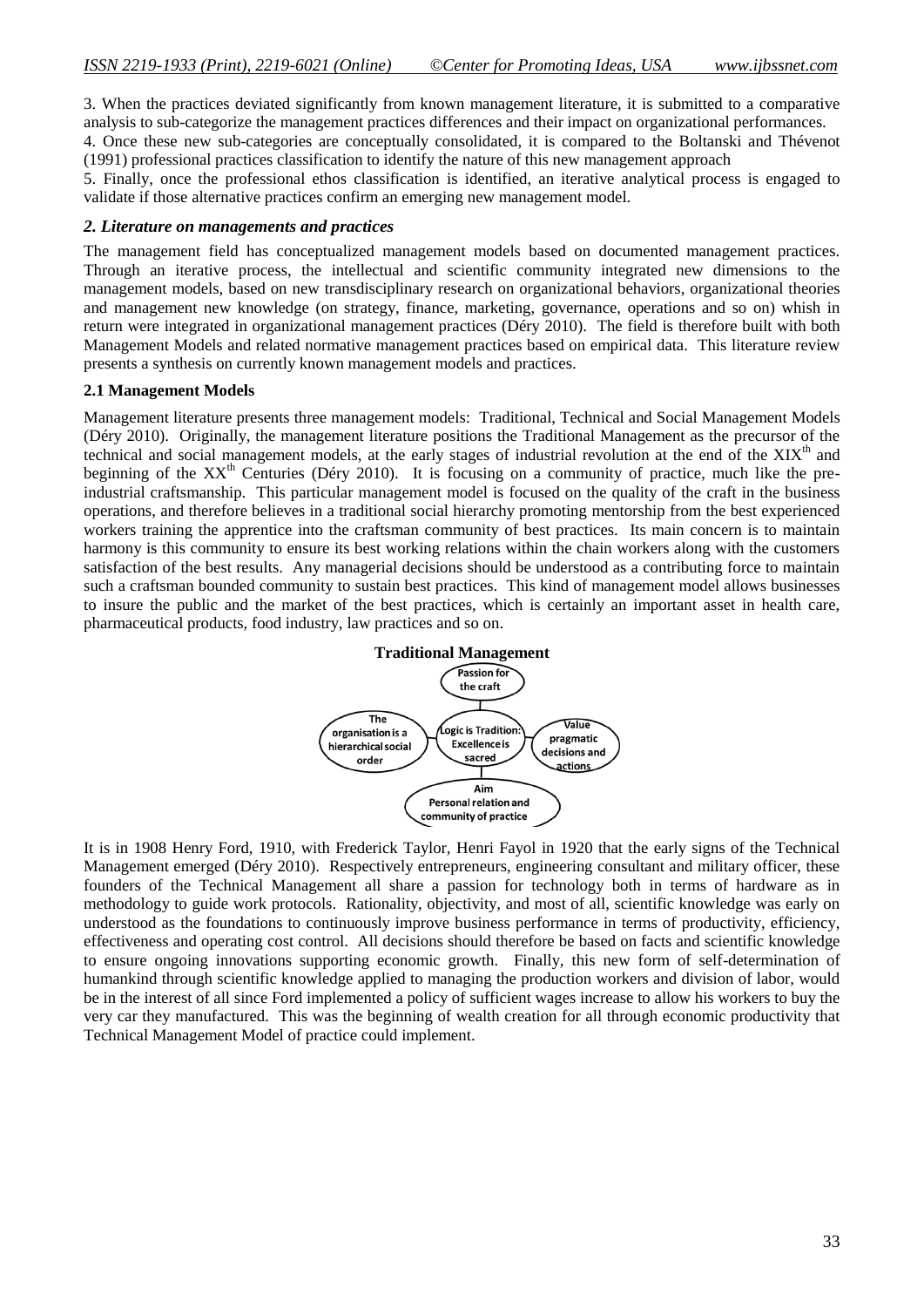3. When the practices deviated significantly from known management literature, it is submitted to a comparative analysis to sub-categorize the management practices differences and their impact on organizational performances.

4. Once these new sub-categories are conceptually consolidated, it is compared to the Boltanski and Thévenot (1991) professional practices classification to identify the nature of this new management approach

5. Finally, once the professional ethos classification is identified, an iterative analytical process is engaged to validate if those alternative practices confirm an emerging new management model.

## *2. Literature on managements and practices*

The management field has conceptualized management models based on documented management practices. Through an iterative process, the intellectual and scientific community integrated new dimensions to the management models, based on new transdisciplinary research on organizational behaviors, organizational theories and management new knowledge (on strategy, finance, marketing, governance, operations and so on) whish in return were integrated in organizational management practices (Déry 2010). The field is therefore built with both Management Models and related normative management practices based on empirical data. This literature review presents a synthesis on currently known management models and practices.

### 2.1 Management Models

Management literature presents three management models: Traditional, Technical and Social Management Models (Déry 2010). Originally, the management literature positions the Traditional Management as the precursor of the technical and social management models, at the early stages of industrial revolution at the end of the XIX[th] and beginning of the XX[th] Centuries (Déry 2010). It is focusing on a community of practice, much like the pre-industrial craftsmanship. This particular management model is focused on the quality of the craft in the business operations, and therefore believes in a traditional social hierarchy promoting mentorship from the best experienced workers training the apprentice into the craftsman community of best practices. Its main concern is to maintain harmony is this community to ensure its best working relations within the chain workers along with the customers satisfaction of the best results. Any managerial decisions should be understood as a contributing force to maintain such a craftsman bounded community to sustain best practices. This kind of management model allows businesses to insure the public and the market of the best practices, which is certainly an important asset in health care, pharmaceutical products, food industry, law practices and so on.

**Traditional Management**

Passion for the craft

The organisation is a hierarchical social order

Logic is Tradition: Excellence is sacred

Value pragmatic decisions and actions

Aim Personal relation and community of practice

It is in 1908 Henry Ford, 1910, with Frederick Taylor, Henri Fayol in 1920 that the early signs of the Technical Management emerged (Déry 2010). Respectively entrepreneurs, engineering consultant and military officer, these founders of the Technical Management all share a passion for technology both in terms of hardware as in methodology to guide work protocols. Rationality, objectivity, and most of all, scientific knowledge was early on understood as the foundations to continuously improve business performance in terms of productivity, efficiency, effectiveness and operating cost control. All decisions should therefore be based on facts and scientific knowledge to ensure ongoing innovations supporting economic growth. Finally, this new form of self-determination of humankind through scientific knowledge applied to managing the production workers and division of labor, would be in the interest of all since Ford implemented a policy of sufficient wages increase to allow his workers to buy the very car they manufactured. This was the beginning of wealth creation for all through economic productivity that Technical Management Model of practice could implement.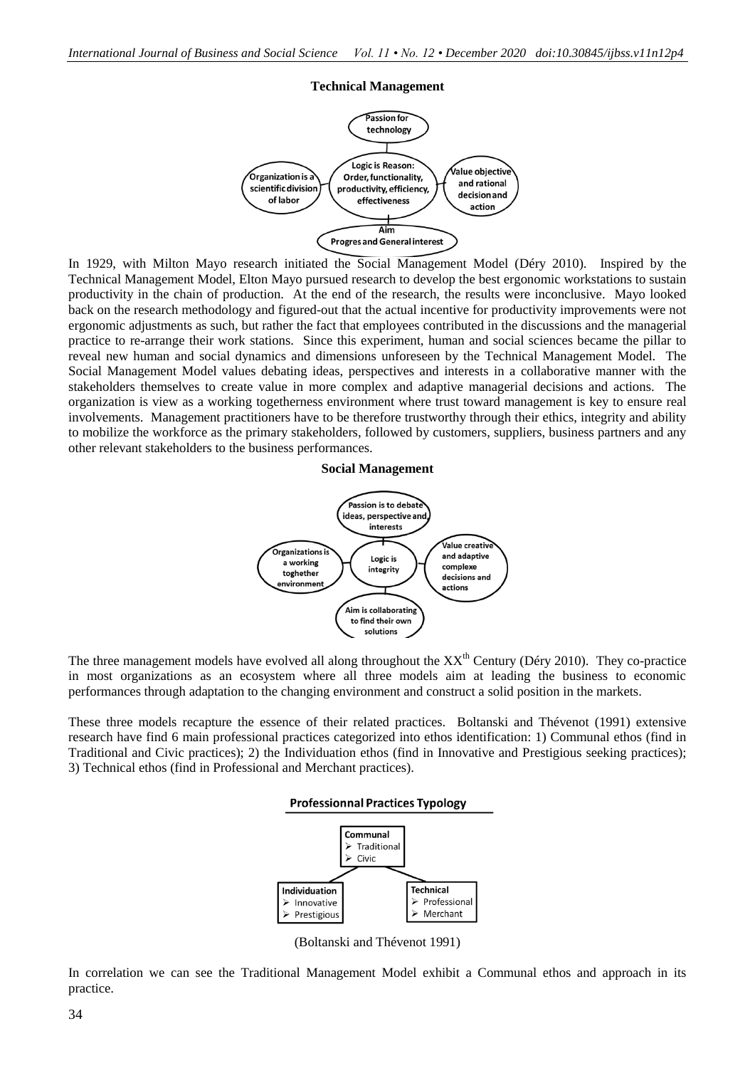**Technical Management**

In 1929, with Milton Mayo research initiated the Social Management Model (Déry 2010). Inspired by the Technical Management Model, Elton Mayo pursued research to develop the best ergonomic workstations to sustain productivity in the chain of production. At the end of the research, the results were inconclusive. Mayo looked back on the research methodology and figured-out that the actual incentive for productivity improvements were not ergonomic adjustments as such, but rather the fact that employees contributed in the discussions and the managerial practice to re-arrange their work stations. Since this experiment, human and social sciences became the pillar to reveal new human and social dynamics and dimensions unforeseen by the Technical Management Model. The Social Management Model values debating ideas, perspectives and interests in a collaborative manner with the stakeholders themselves to create value in more complex and adaptive managerial decisions and actions. The organization is view as a working togetherness environment where trust toward management is key to ensure real involvements. Management practitioners have to be therefore trustworthy through their ethics, integrity and ability to mobilize the workforce as the primary stakeholders, followed by customers, suppliers, business partners and any other relevant stakeholders to the business performances.

**Social Management**

The three management models have evolved all along throughout the XX$^{th}$ Century (Déry 2010). They co-practice in most organizations as an ecosystem where all three models aim at leading the business to economic performances through adaptation to the changing environment and construct a solid position in the markets.

These three models recapture the essence of their related practices. Boltanski and Thévenot (1991) extensive research have find 6 main professional practices categorized into ethos identification: 1) Communal ethos (find in Traditional and Civic practices); 2) the Individuation ethos (find in Innovative and Prestigious seeking practices); 3) Technical ethos (find in Professional and Merchant practices).

**Professionnal Practices Typology**

(Boltanski and Thévenot 1991)

In correlation we can see the Traditional Management Model exhibit a Communal ethos and approach in its practice.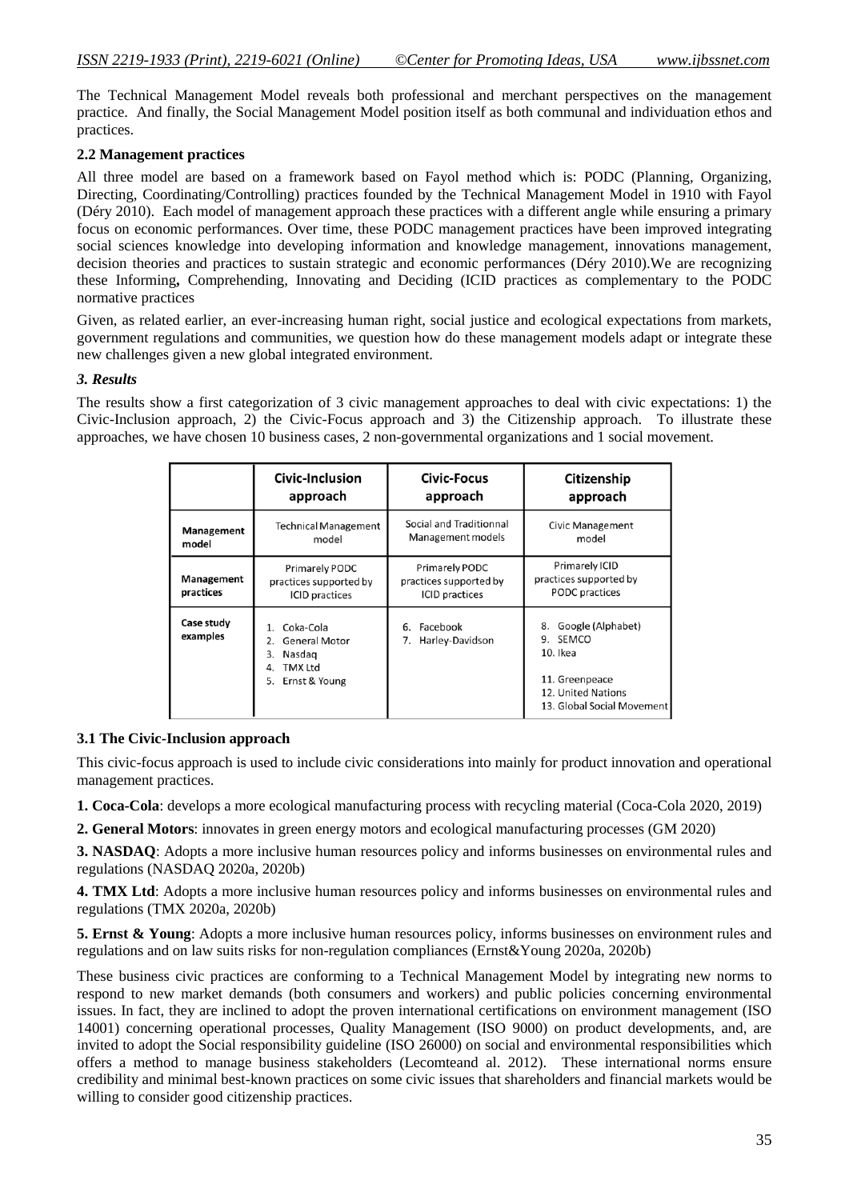The Technical Management Model reveals both professional and merchant perspectives on the management practice. And finally, the Social Management Model position itself as both communal and individuation ethos and practices.

### 2.2 Management practices

All three model are based on a framework based on Fayol method which is: PODC (Planning, Organizing, Directing, Coordinating/Controlling) practices founded by the Technical Management Model in 1910 with Fayol (Déry 2010). Each model of management approach these practices with a different angle while ensuring a primary focus on economic performances. Over time, these PODC management practices have been improved integrating social sciences knowledge into developing information and knowledge management, innovations management, decision theories and practices to sustain strategic and economic performances (Déry 2010).We are recognizing these Informing**,** Comprehending, Innovating and Deciding (ICID practices as complementary to the PODC normative practices

Given, as related earlier, an ever-increasing human right, social justice and ecological expectations from markets, government regulations and communities, we question how do these management models adapt or integrate these new challenges given a new global integrated environment.

## *3. Results*

The results show a first categorization of 3 civic management approaches to deal with civic expectations: 1) the Civic-Inclusion approach, 2) the Civic-Focus approach and 3) the Citizenship approach. To illustrate these approaches, we have chosen 10 business cases, 2 non-governmental organizations and 1 social movement.

| | Civic-Inclusion approach | Civic-Focus approach | Citizenship approach |
|---|---|---|---|
| Management model | Technical Management model | Social and Traditionnal Management models | Civic Management model |
| Management practices | Primarely PODC practices supported by ICID practices | Primarely PODC practices supported by ICID practices | Primarely ICID practices supported by PODC practices |
| Case study examples | 1. Coka-Cola<br>2. General Motor<br>3. Nasdaq<br>4. TMX Ltd<br>5. Ernst & Young | 6. Facebook<br>7. Harley-Davidson | 8. Google (Alphabet)<br>9. SEMCO<br>10. Ikea<br><br>11. Greenpeace<br>12. United Nations<br>13. Global Social Movement |

### 3.1 The Civic-Inclusion approach

This civic-focus approach is used to include civic considerations into mainly for product innovation and operational management practices.

**1. Coca-Cola**: develops a more ecological manufacturing process with recycling material (Coca-Cola 2020, 2019)

**2. General Motors**: innovates in green energy motors and ecological manufacturing processes (GM 2020)

**3. NASDAQ**: Adopts a more inclusive human resources policy and informs businesses on environmental rules and regulations (NASDAQ 2020a, 2020b)

**4. TMX Ltd**: Adopts a more inclusive human resources policy and informs businesses on environmental rules and regulations (TMX 2020a, 2020b)

**5. Ernst & Young**: Adopts a more inclusive human resources policy, informs businesses on environment rules and regulations and on law suits risks for non-regulation compliances (Ernst&Young 2020a, 2020b)

These business civic practices are conforming to a Technical Management Model by integrating new norms to respond to new market demands (both consumers and workers) and public policies concerning environmental issues. In fact, they are inclined to adopt the proven international certifications on environment management (ISO 14001) concerning operational processes, Quality Management (ISO 9000) on product developments, and, are invited to adopt the Social responsibility guideline (ISO 26000) on social and environmental responsibilities which offers a method to manage business stakeholders (Lecomteand al. 2012). These international norms ensure credibility and minimal best-known practices on some civic issues that shareholders and financial markets would be willing to consider good citizenship practices.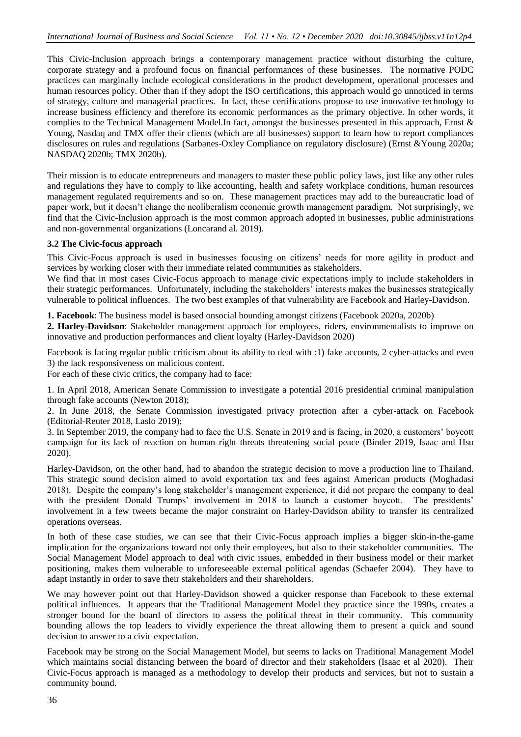This Civic-Inclusion approach brings a contemporary management practice without disturbing the culture, corporate strategy and a profound focus on financial performances of these businesses. The normative PODC practices can marginally include ecological considerations in the product development, operational processes and human resources policy. Other than if they adopt the ISO certifications, this approach would go unnoticed in terms of strategy, culture and managerial practices. In fact, these certifications propose to use innovative technology to increase business efficiency and therefore its economic performances as the primary objective. In other words, it complies to the Technical Management Model.In fact, amongst the businesses presented in this approach, Ernst & Young, Nasdaq and TMX offer their clients (which are all businesses) support to learn how to report compliances disclosures on rules and regulations (Sarbanes-Oxley Compliance on regulatory disclosure) (Ernst &Young 2020a; NASDAQ 2020b; TMX 2020b).

Their mission is to educate entrepreneurs and managers to master these public policy laws, just like any other rules and regulations they have to comply to like accounting, health and safety workplace conditions, human resources management regulated requirements and so on. These management practices may add to the bureaucratic load of paper work, but it doesn't change the neoliberalism economic growth management paradigm. Not surprisingly, we find that the Civic-Inclusion approach is the most common approach adopted in businesses, public administrations and non-governmental organizations (Loncarand al. 2019).

### 3.2 The Civic-focus approach

This Civic-Focus approach is used in businesses focusing on citizens' needs for more agility in product and services by working closer with their immediate related communities as stakeholders.

We find that in most cases Civic-Focus approach to manage civic expectations imply to include stakeholders in their strategic performances. Unfortunately, including the stakeholders' interests makes the businesses strategically vulnerable to political influences. The two best examples of that vulnerability are Facebook and Harley-Davidson.

**1. Facebook**: The business model is based onsocial bounding amongst citizens (Facebook 2020a, 2020b)

**2. Harley-Davidson**: Stakeholder management approach for employees, riders, environmentalists to improve on innovative and production performances and client loyalty (Harley-Davidson 2020)

Facebook is facing regular public criticism about its ability to deal with :1) fake accounts, 2 cyber-attacks and even 3) the lack responsiveness on malicious content.

For each of these civic critics, the company had to face:

1. In April 2018, American Senate Commission to investigate a potential 2016 presidential criminal manipulation through fake accounts (Newton 2018);
2. In June 2018, the Senate Commission investigated privacy protection after a cyber-attack on Facebook (Editorial-Reuter 2018, Laslo 2019);
3. In September 2019, the company had to face the U.S. Senate in 2019 and is facing, in 2020, a customers' boycott campaign for its lack of reaction on human right threats threatening social peace (Binder 2019, Isaac and Hsu 2020).

Harley-Davidson, on the other hand, had to abandon the strategic decision to move a production line to Thailand. This strategic sound decision aimed to avoid exportation tax and fees against American products (Moghadasi 2018). Despite the company's long stakeholder's management experience, it did not prepare the company to deal with the president Donald Trumps' involvement in 2018 to launch a customer boycott. The presidents' involvement in a few tweets became the major constraint on Harley-Davidson ability to transfer its centralized operations overseas.

In both of these case studies, we can see that their Civic-Focus approach implies a bigger skin-in-the-game implication for the organizations toward not only their employees, but also to their stakeholder communities. The Social Management Model approach to deal with civic issues, embedded in their business model or their market positioning, makes them vulnerable to unforeseeable external political agendas (Schaefer 2004). They have to adapt instantly in order to save their stakeholders and their shareholders.

We may however point out that Harley-Davidson showed a quicker response than Facebook to these external political influences. It appears that the Traditional Management Model they practice since the 1990s, creates a stronger bound for the board of directors to assess the political threat in their community. This community bounding allows the top leaders to vividly experience the threat allowing them to present a quick and sound decision to answer to a civic expectation.

Facebook may be strong on the Social Management Model, but seems to lacks on Traditional Management Model which maintains social distancing between the board of director and their stakeholders (Isaac et al 2020). Their Civic-Focus approach is managed as a methodology to develop their products and services, but not to sustain a community bound.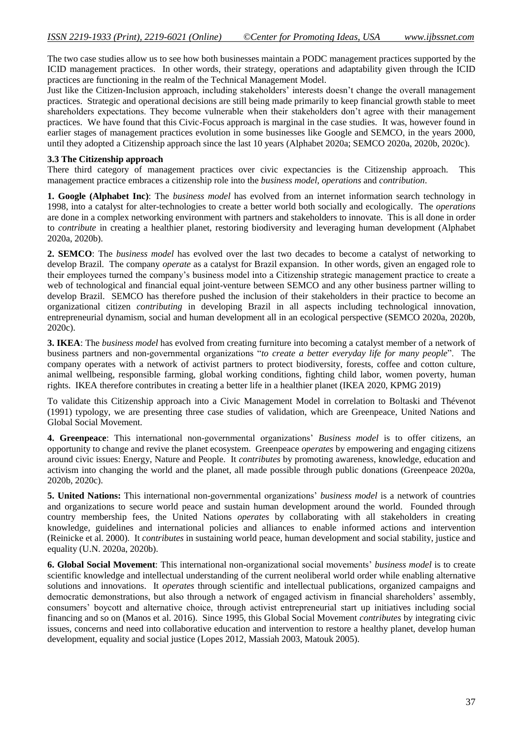The two case studies allow us to see how both businesses maintain a PODC management practices supported by the ICID management practices. In other words, their strategy, operations and adaptability given through the ICID practices are functioning in the realm of the Technical Management Model.

Just like the Citizen-Inclusion approach, including stakeholders' interests doesn't change the overall management practices. Strategic and operational decisions are still being made primarily to keep financial growth stable to meet shareholders expectations. They become vulnerable when their stakeholders don't agree with their management practices. We have found that this Civic-Focus approach is marginal in the case studies. It was, however found in earlier stages of management practices evolution in some businesses like Google and SEMCO, in the years 2000, until they adopted a Citizenship approach since the last 10 years (Alphabet 2020a; SEMCO 2020a, 2020b, 2020c).

### 3.3 The Citizenship approach

There third category of management practices over civic expectancies is the Citizenship approach. This management practice embraces a citizenship role into the *business model, operations* and *contribution*.

**1. Google (Alphabet Inc)**: The *business model* has evolved from an internet information search technology in 1998, into a catalyst for alter-technologies to create a better world both socially and ecologically. The *operations* are done in a complex networking environment with partners and stakeholders to innovate. This is all done in order to *contribute* in creating a healthier planet, restoring biodiversity and leveraging human development (Alphabet 2020a, 2020b).

**2. SEMCO**: The *business model* has evolved over the last two decades to become a catalyst of networking to develop Brazil. The company *operate* as a catalyst for Brazil expansion. In other words, given an engaged role to their employees turned the company's business model into a Citizenship strategic management practice to create a web of technological and financial equal joint-venture between SEMCO and any other business partner willing to develop Brazil. SEMCO has therefore pushed the inclusion of their stakeholders in their practice to become an organizational citizen *contributing* in developing Brazil in all aspects including technological innovation, entrepreneurial dynamism, social and human development all in an ecological perspective (SEMCO 2020a, 2020b, 2020c).

**3. IKEA**: The *business model* has evolved from creating furniture into becoming a catalyst member of a network of business partners and non-governmental organizations "*to create a better everyday life for many people*". The company operates with a network of activist partners to protect biodiversity, forests, coffee and cotton culture, animal wellbeing, responsible farming, global working conditions, fighting child labor, women poverty, human rights. IKEA therefore contributes in creating a better life in a healthier planet (IKEA 2020, KPMG 2019)

To validate this Citizenship approach into a Civic Management Model in correlation to Boltaski and Thévenot (1991) typology, we are presenting three case studies of validation, which are Greenpeace, United Nations and Global Social Movement.

**4. Greenpeace**: This international non-governmental organizations' *Business model* is to offer citizens, an opportunity to change and revive the planet ecosystem. Greenpeace *operates* by empowering and engaging citizens around civic issues: Energy, Nature and People. It *contributes* by promoting awareness, knowledge, education and activism into changing the world and the planet, all made possible through public donations (Greenpeace 2020a, 2020b, 2020c).

**5. United Nations:** This international non-governmental organizations' *business model* is a network of countries and organizations to secure world peace and sustain human development around the world. Founded through country membership fees, the United Nations *operates* by collaborating with all stakeholders in creating knowledge, guidelines and international policies and alliances to enable informed actions and intervention (Reinicke et al. 2000). It *contributes* in sustaining world peace, human development and social stability, justice and equality (U.N. 2020a, 2020b).

**6. Global Social Movement**: This international non-organizational social movements' *business model* is to create scientific knowledge and intellectual understanding of the current neoliberal world order while enabling alternative solutions and innovations. It *operates* through scientific and intellectual publications, organized campaigns and democratic demonstrations, but also through a network of engaged activism in financial shareholders' assembly, consumers' boycott and alternative choice, through activist entrepreneurial start up initiatives including social financing and so on (Manos et al. 2016). Since 1995, this Global Social Movement *contributes* by integrating civic issues, concerns and need into collaborative education and intervention to restore a healthy planet, develop human development, equality and social justice (Lopes 2012, Massiah 2003, Matouk 2005).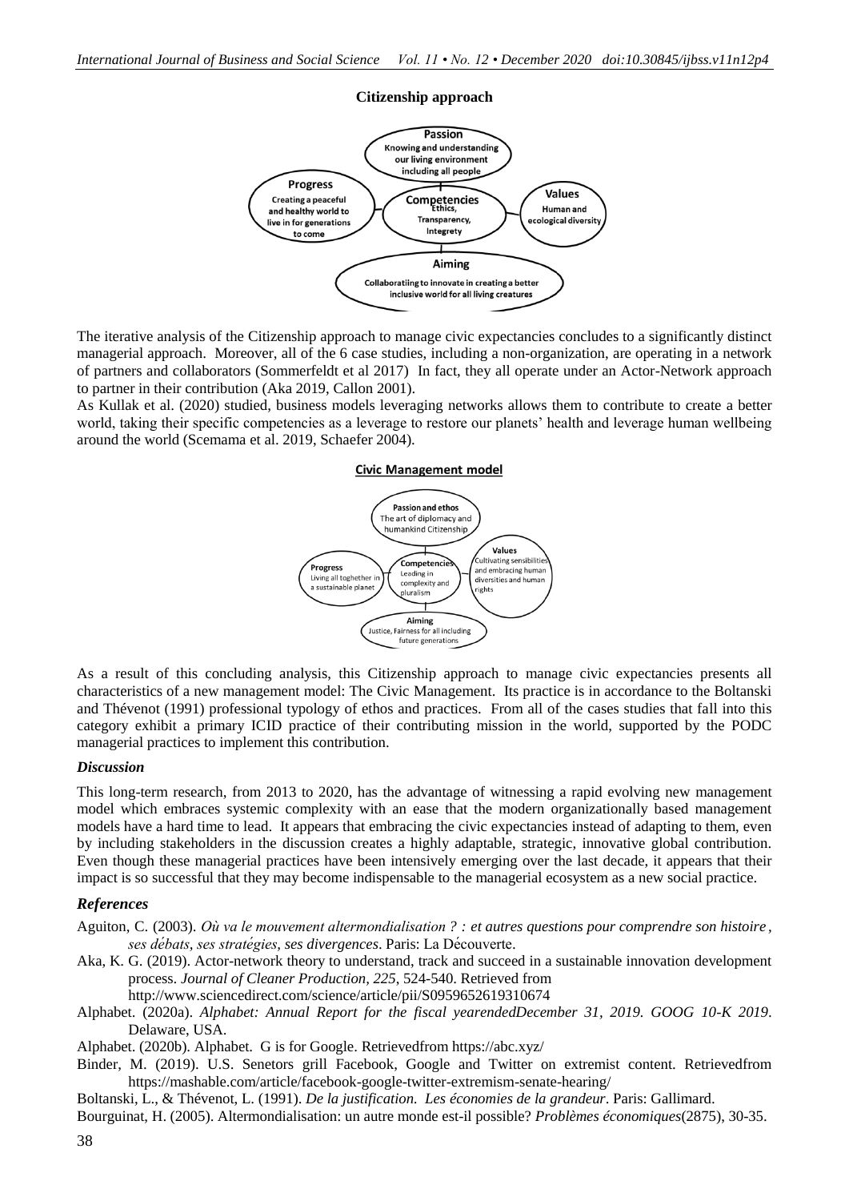**Citizenship approach**

**Passion**
Knowing and understanding our living environment including all people

**Progress**
Creating a peaceful and healthy world to live in for generations to come

**Competencies**
Ethics, Transparency, Integrety

**Values**
Human and ecological diversity

**Aiming**
Collaboratiing to innovate in creating a better inclusive world for all living creatures

The iterative analysis of the Citizenship approach to manage civic expectancies concludes to a significantly distinct managerial approach. Moreover, all of the 6 case studies, including a non-organization, are operating in a network of partners and collaborators (Sommerfeldt et al 2017) In fact, they all operate under an Actor-Network approach to partner in their contribution (Aka 2019, Callon 2001).

As Kullak et al. (2020) studied, business models leveraging networks allows them to contribute to create a better world, taking their specific competencies as a leverage to restore our planets' health and leverage human wellbeing around the world (Scemama et al. 2019, Schaefer 2004).

**Civic Management model**

**Passion and ethos**
The art of diplomacy and humankind Citizenship

**Progress**
Living all toghether in a sustainable planet

**Competencies**
Leading in complexity and pluralism

**Values**
Cultivating sensibilities and embracing human diversities and human rights

**Aiming**
Justice, Fairness for all including future generations

As a result of this concluding analysis, this Citizenship approach to manage civic expectancies presents all characteristics of a new management model: The Civic Management. Its practice is in accordance to the Boltanski and Thévenot (1991) professional typology of ethos and practices. From all of the cases studies that fall into this category exhibit a primary ICID practice of their contributing mission in the world, supported by the PODC managerial practices to implement this contribution.

### *Discussion*

This long-term research, from 2013 to 2020, has the advantage of witnessing a rapid evolving new management model which embraces systemic complexity with an ease that the modern organizationally based management models have a hard time to lead. It appears that embracing the civic expectancies instead of adapting to them, even by including stakeholders in the discussion creates a highly adaptable, strategic, innovative global contribution. Even though these managerial practices have been intensively emerging over the last decade, it appears that their impact is so successful that they may become indispensable to the managerial ecosystem as a new social practice.

## *References*

Aguiton, C. (2003). *Où va le mouvement altermondialisation ? : et autres questions pour comprendre son histoire, ses débats, ses stratégies, ses divergences*. Paris: La Découverte.

Aka, K. G. (2019). Actor-network theory to understand, track and succeed in a sustainable innovation development process. *Journal of Cleaner Production, 225*, 524-540. Retrieved from http://www.sciencedirect.com/science/article/pii/S0959652619310674

Alphabet. (2020a). *Alphabet: Annual Report for the fiscal yearendedDecember 31, 2019. GOOG 10-K 2019*. Delaware, USA.

Alphabet. (2020b). Alphabet. G is for Google. Retrievedfrom https://abc.xyz/

Binder, M. (2019). U.S. Senetors grill Facebook, Google and Twitter on extremist content. Retrievedfrom https://mashable.com/article/facebook-google-twitter-extremism-senate-hearing/

Boltanski, L., & Thévenot, L. (1991). *De la justification. Les économies de la grandeur*. Paris: Gallimard.

Bourguinat, H. (2005). Altermondialisation: un autre monde est-il possible? *Problèmes économiques*(2875), 30-35.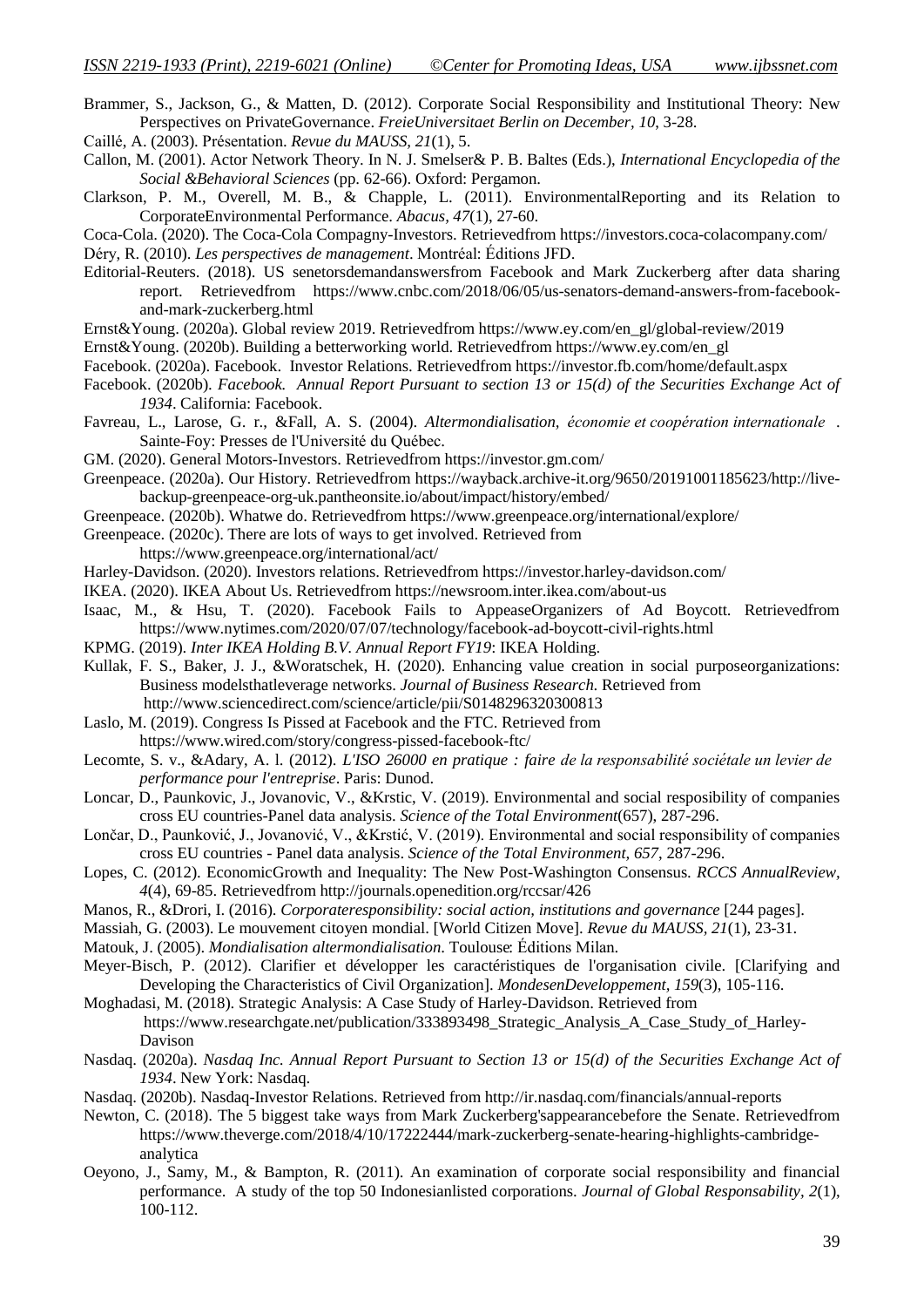Brammer, S., Jackson, G., & Matten, D. (2012). Corporate Social Responsibility and Institutional Theory: New Perspectives on PrivateGovernance. *FreieUniversitaet Berlin on December, 10*, 3-28.

Caillé, A. (2003). Présentation. *Revue du MAUSS, 21*(1), 5.

Callon, M. (2001). Actor Network Theory. In N. J. Smelser& P. B. Baltes (Eds.), *International Encyclopedia of the Social &Behavioral Sciences* (pp. 62-66). Oxford: Pergamon.

Clarkson, P. M., Overell, M. B., & Chapple, L. (2011). EnvironmentalReporting and its Relation to CorporateEnvironmental Performance. *Abacus, 47*(1), 27-60.

Coca-Cola. (2020). The Coca-Cola Compagny-Investors. Retrievedfrom https://investors.coca-colacompany.com/

Déry, R. (2010). *Les perspectives de management*. Montréal: Éditions JFD.

Editorial-Reuters. (2018). US senetorsdemandanswersfrom Facebook and Mark Zuckerberg after data sharing report. Retrievedfrom https://www.cnbc.com/2018/06/05/us-senators-demand-answers-from-facebook-and-mark-zuckerberg.html

Ernst&Young. (2020a). Global review 2019. Retrievedfrom https://www.ey.com/en_gl/global-review/2019

Ernst&Young. (2020b). Building a betterworking world. Retrievedfrom https://www.ey.com/en_gl

Facebook. (2020a). Facebook. Investor Relations. Retrievedfrom https://investor.fb.com/home/default.aspx

Facebook. (2020b). *Facebook. Annual Report Pursuant to section 13 or 15(d) of the Securities Exchange Act of 1934*. California: Facebook.

Favreau, L., Larose, G. r., &Fall, A. S. (2004). *Altermondialisation, économie et coopération internationale* . Sainte-Foy: Presses de l'Université du Québec.

GM. (2020). General Motors-Investors. Retrievedfrom https://investor.gm.com/

Greenpeace. (2020a). Our History. Retrievedfrom https://wayback.archive-it.org/9650/20191001185623/http://live-backup-greenpeace-org-uk.pantheonsite.io/about/impact/history/embed/

Greenpeace. (2020b). Whatwe do. Retrievedfrom https://www.greenpeace.org/international/explore/

Greenpeace. (2020c). There are lots of ways to get involved. Retrieved from https://www.greenpeace.org/international/act/

Harley-Davidson. (2020). Investors relations. Retrievedfrom https://investor.harley-davidson.com/

IKEA. (2020). IKEA About Us. Retrievedfrom https://newsroom.inter.ikea.com/about-us

Isaac, M., & Hsu, T. (2020). Facebook Fails to AppeaseOrganizers of Ad Boycott. Retrievedfrom https://www.nytimes.com/2020/07/07/technology/facebook-ad-boycott-civil-rights.html

KPMG. (2019). *Inter IKEA Holding B.V. Annual Report FY19*: IKEA Holding.

Kullak, F. S., Baker, J. J., &Woratschek, H. (2020). Enhancing value creation in social purposeorganizations: Business modelsthatleverage networks. *Journal of Business Research*. Retrieved from http://www.sciencedirect.com/science/article/pii/S0148296320300813

Laslo, M. (2019). Congress Is Pissed at Facebook and the FTC. Retrieved from https://www.wired.com/story/congress-pissed-facebook-ftc/

Lecomte, S. v., &Adary, A. l. (2012). *L'ISO 26000 en pratique : faire de la responsabilité sociétale un levier de performance pour l'entreprise*. Paris: Dunod.

Loncar, D., Paunkovic, J., Jovanovic, V., &Krstic, V. (2019). Environmental and social resposibility of companies cross EU countries-Panel data analysis. *Science of the Total Environment*(657), 287-296.

Lončar, D., Paunković, J., Jovanović, V., &Krstić, V. (2019). Environmental and social responsibility of companies cross EU countries - Panel data analysis. *Science of the Total Environment, 657*, 287-296.

Lopes, C. (2012). EconomicGrowth and Inequality: The New Post-Washington Consensus. *RCCS AnnualReview, 4*(4), 69-85. Retrievedfrom http://journals.openedition.org/rccsar/426

Manos, R., &Drori, I. (2016). *Corporateresponsibility: social action, institutions and governance* [244 pages].

Massiah, G. (2003). Le mouvement citoyen mondial. [World Citizen Move]. *Revue du MAUSS, 21*(1), 23-31.

Matouk, J. (2005). *Mondialisation altermondialisation*. Toulouse: Éditions Milan.

Meyer-Bisch, P. (2012). Clarifier et développer les caractéristiques de l'organisation civile. [Clarifying and Developing the Characteristics of Civil Organization]. *MondesenDeveloppement, 159*(3), 105-116.

Moghadasi, M. (2018). Strategic Analysis: A Case Study of Harley-Davidson. Retrieved from https://www.researchgate.net/publication/333893498_Strategic_Analysis_A_Case_Study_of_Harley-Davison

Nasdaq. (2020a). *Nasdaq Inc. Annual Report Pursuant to Section 13 or 15(d) of the Securities Exchange Act of 1934*. New York: Nasdaq.

Nasdaq. (2020b). Nasdaq-Investor Relations. Retrieved from http://ir.nasdaq.com/financials/annual-reports

Newton, C. (2018). The 5 biggest take ways from Mark Zuckerberg'sappearancebefore the Senate. Retrievedfrom https://www.theverge.com/2018/4/10/17222444/mark-zuckerberg-senate-hearing-highlights-cambridge-analytica

Oeyono, J., Samy, M., & Bampton, R. (2011). An examination of corporate social responsibility and financial performance. A study of the top 50 Indonesianlisted corporations. *Journal of Global Responsability, 2*(1), 100-112.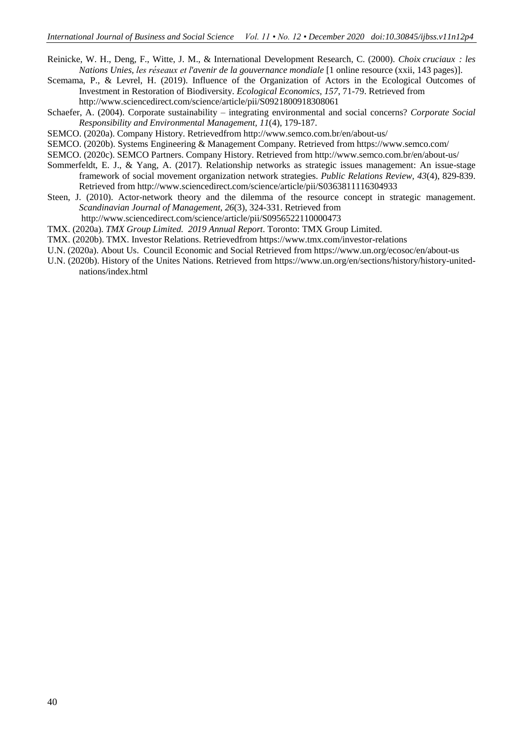Reinicke, W. H., Deng, F., Witte, J. M., & International Development Research, C. (2000). *Choix cruciaux : les Nations Unies, les réseaux et l'avenir de la gouvernance mondiale* [1 online resource (xxii, 143 pages)].

Scemama, P., & Levrel, H. (2019). Influence of the Organization of Actors in the Ecological Outcomes of Investment in Restoration of Biodiversity. *Ecological Economics, 157*, 71-79. Retrieved from http://www.sciencedirect.com/science/article/pii/S0921800918308061

Schaefer, A. (2004). Corporate sustainability – integrating environmental and social concerns? *Corporate Social Responsibility and Environmental Management, 11*(4), 179-187.

SEMCO. (2020a). Company History. Retrievedfrom http://www.semco.com.br/en/about-us/

SEMCO. (2020b). Systems Engineering & Management Company. Retrieved from https://www.semco.com/

SEMCO. (2020c). SEMCO Partners. Company History. Retrieved from http://www.semco.com.br/en/about-us/

Sommerfeldt, E. J., & Yang, A. (2017). Relationship networks as strategic issues management: An issue-stage framework of social movement organization network strategies. *Public Relations Review, 43*(4), 829-839. Retrieved from http://www.sciencedirect.com/science/article/pii/S0363811116304933

Steen, J. (2010). Actor-network theory and the dilemma of the resource concept in strategic management. *Scandinavian Journal of Management, 26*(3), 324-331. Retrieved from http://www.sciencedirect.com/science/article/pii/S0956522110000473

TMX. (2020a). *TMX Group Limited. 2019 Annual Report*. Toronto: TMX Group Limited.

TMX. (2020b). TMX. Investor Relations. Retrievedfrom https://www.tmx.com/investor-relations

U.N. (2020a). About Us. Council Economic and Social Retrieved from https://www.un.org/ecosoc/en/about-us

U.N. (2020b). History of the Unites Nations. Retrieved from https://www.un.org/en/sections/history/history-united-nations/index.html